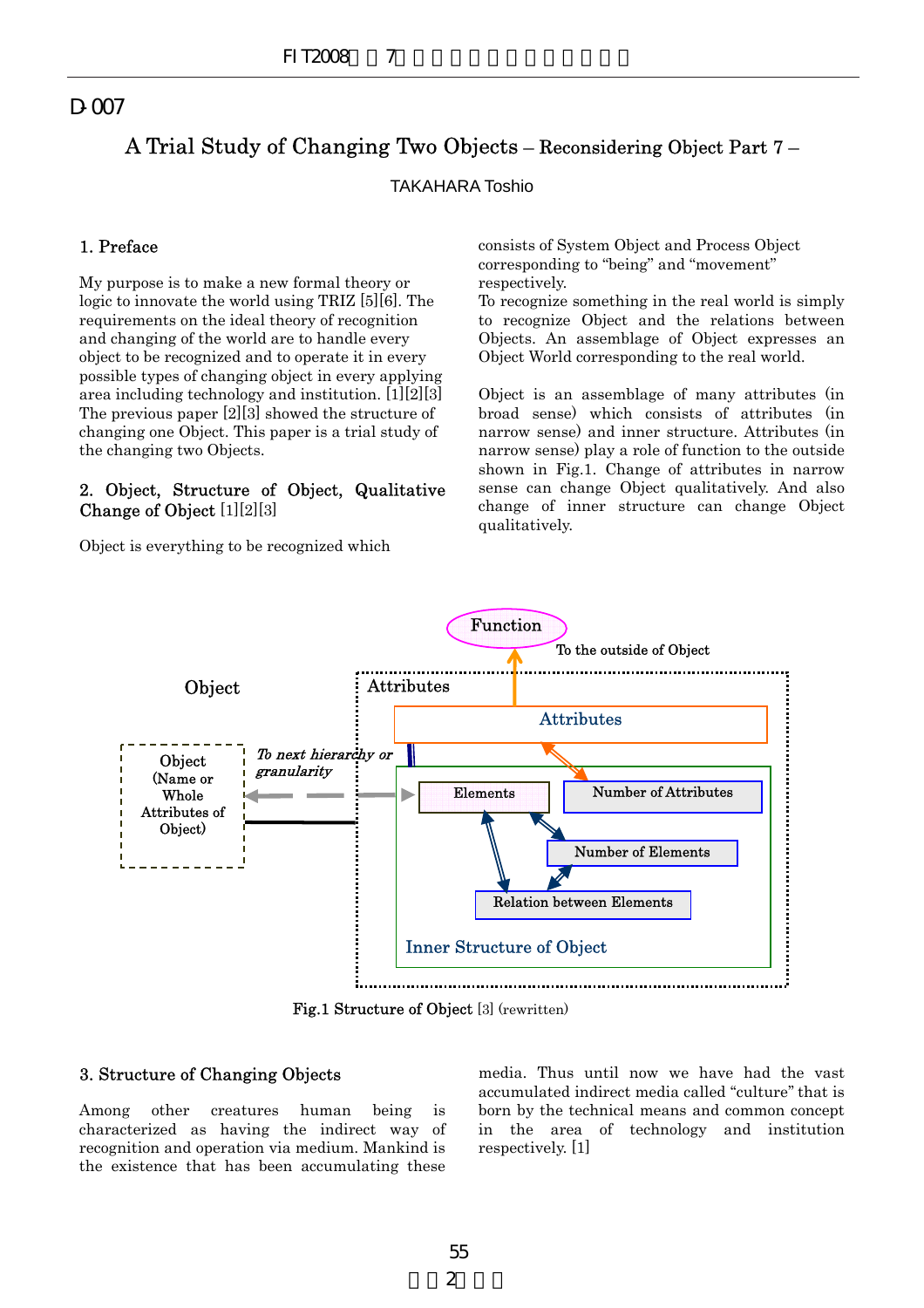D-007

# A Trial Study of Changing Two Objects – Reconsidering Object Part 7 –

TAKAHARA Toshio

## 1. Preface

My purpose is to make a new formal theory or logic to innovate the world using TRIZ [5][6]. The requirements on the ideal theory of recognition and changing of the world are to handle every object to be recognized and to operate it in every possible types of changing object in every applying area including technology and institution. [1][2][3] The previous paper [2][3] showed the structure of changing one Object. This paper is a trial study of the changing two Objects.

## 2. Object, Structure of Object, Qualitative Change of Object [1][2][3]

Object is everything to be recognized which consists of System Object and Process Object corresponding to "being" and "movement" respectively.

To recognize something in the real world is simply to recognize Object and the relations between Objects. An assemblage of Object expresses an Object World corresponding to the real world.

Object is an assemblage of many attributes (in broad sense) which consists of attributes (in narrow sense) and inner structure. Attributes (in narrow sense) play a role of function to the outside shown in Fig.1. Change of attributes in narrow sense can change Object qualitatively. And also change of inner structure can change Object qualitatively.

Fig.1 Structure of Object [3] (rewritten)

## 3. Structure of Changing Objects

Among other creatures human being is characterized as having the indirect way of recognition and operation via medium. Mankind is the existence that has been accumulating these media. Thus until now we have had the vast accumulated indirect media called "culture" that is born by the technical means and common concept in the area of technology and institution respectively. [1]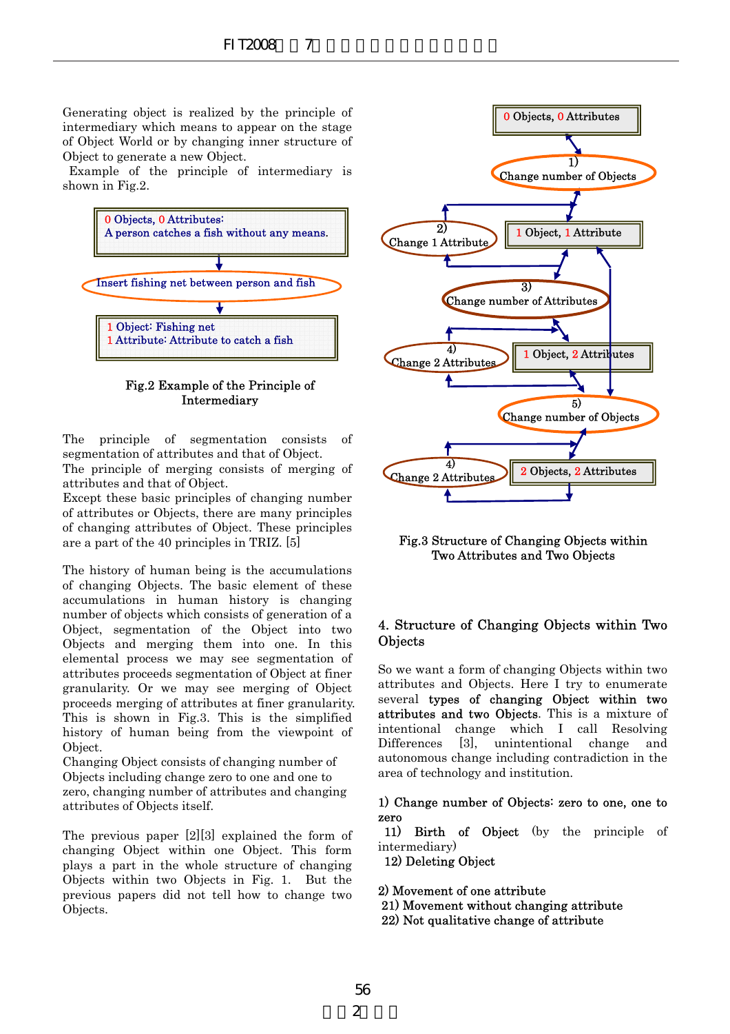Generating object is realized by the principle of intermediary which means to appear on the stage of Object World or by changing inner structure of Object to generate a new Object.

Example of the principle of intermediary is shown in Fig.2.

0 Objects, 0 Attributes:
A person catches a fish without any means.

Insert fishing net between person and fish

1 Object: Fishing net
1 Attribute: Attribute to catch a fish

Fig.2 Example of the Principle of Intermediary

The principle of segmentation consists of segmentation of attributes and that of Object.
The principle of merging consists of merging of attributes and that of Object.
Except these basic principles of changing number of attributes or Objects, there are many principles of changing attributes of Object. These principles are a part of the 40 principles in TRIZ. [5]

The history of human being is the accumulations of changing Objects. The basic element of these accumulations in human history is changing number of objects which consists of generation of a Object, segmentation of the Object into two Objects and merging them into one. In this elemental process we may see segmentation of attributes proceeds segmentation of Object at finer granularity. Or we may see merging of Object proceeds merging of attributes at finer granularity. This is shown in Fig.3. This is the simplified history of human being from the viewpoint of Object.
Changing Object consists of changing number of Objects including change zero to one and one to zero, changing number of attributes and changing attributes of Objects itself.

The previous paper [2][3] explained the form of changing Object within one Object. This form plays a part in the whole structure of changing Objects within two Objects in Fig. 1. But the previous papers did not tell how to change two Objects.

0 Objects, 0 Attributes

1) Change number of Objects

2) Change 1 Attribute

1 Object, 1 Attribute

3) Change number of Attributes

4) Change 2 Attributes

1 Object, 2 Attributes

5) Change number of Objects

4) Change 2 Attributes

2 Objects, 2 Attributes

Fig.3 Structure of Changing Objects within Two Attributes and Two Objects

## 4. Structure of Changing Objects within Two Objects

So we want a form of changing Objects within two attributes and Objects. Here I try to enumerate several **types of changing Object within two attributes and two Objects**. This is a mixture of intentional change which I call Resolving Differences [3], unintentional change and autonomous change including contradiction in the area of technology and institution.

1) Change number of Objects: zero to one, one to zero
 11) Birth of Object (by the principle of intermediary)
 12) Deleting Object

2) Movement of one attribute
 21) Movement without changing attribute
 22) Not qualitative change of attribute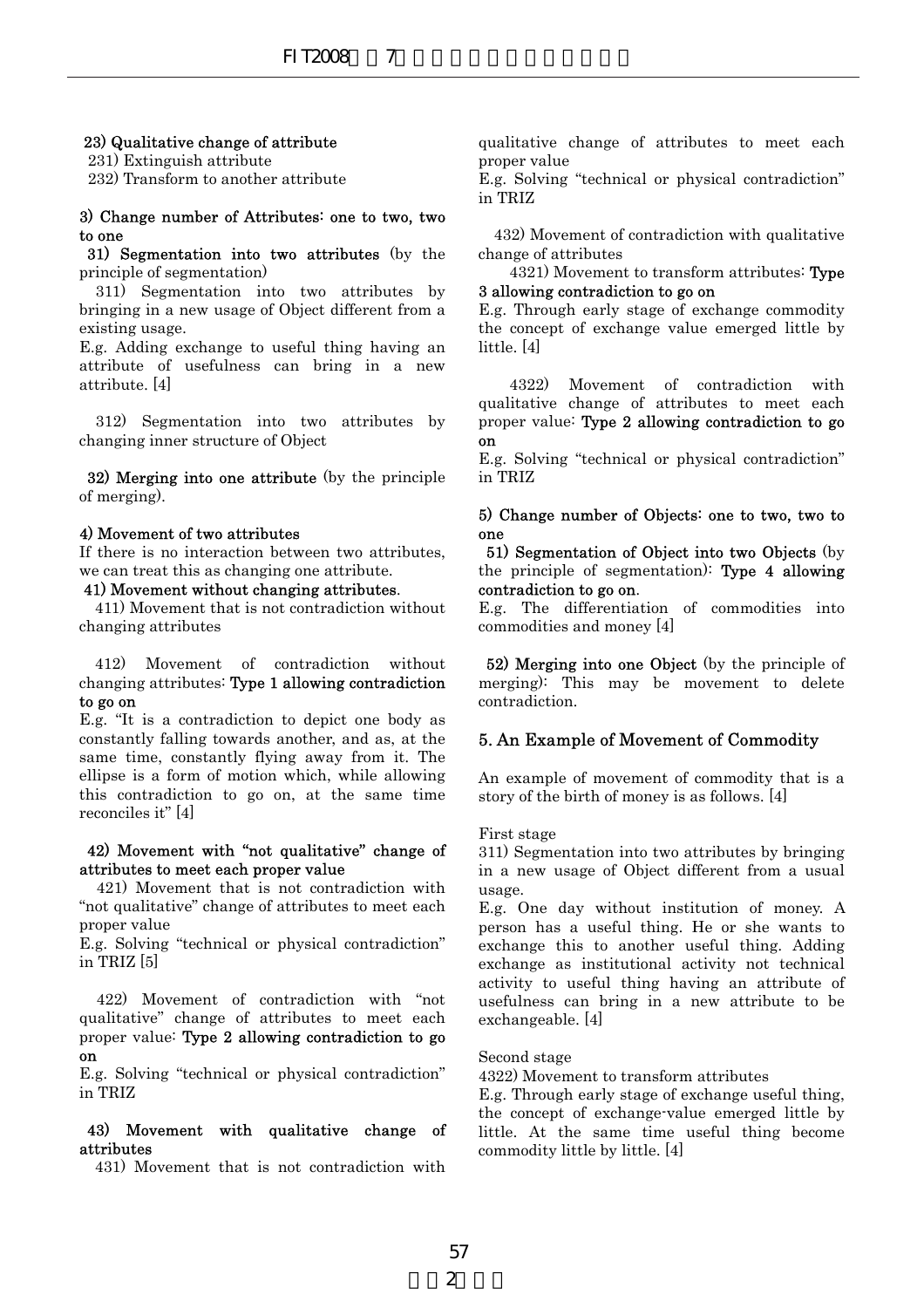**23) Qualitative change of attribute**

231) Extinguish attribute

232) Transform to another attribute

**3) Change number of Attributes: one to two, two to one**

**31) Segmentation into two attributes** (by the principle of segmentation)

311) Segmentation into two attributes by bringing in a new usage of Object different from a existing usage.

E.g. Adding exchange to useful thing having an attribute of usefulness can bring in a new attribute. [4]

312) Segmentation into two attributes by changing inner structure of Object

**32) Merging into one attribute** (by the principle of merging).

**4) Movement of two attributes**

If there is no interaction between two attributes, we can treat this as changing one attribute.

**41) Movement without changing attributes**.

411) Movement that is not contradiction without changing attributes

412) Movement of contradiction without changing attributes: **Type 1 allowing contradiction to go on**

E.g. "It is a contradiction to depict one body as constantly falling towards another, and as, at the same time, constantly flying away from it. The ellipse is a form of motion which, while allowing this contradiction to go on, at the same time reconciles it" [4]

**42) Movement with "not qualitative" change of attributes to meet each proper value**

421) Movement that is not contradiction with "not qualitative" change of attributes to meet each proper value

E.g. Solving "technical or physical contradiction" in TRIZ [5]

422) Movement of contradiction with "not qualitative" change of attributes to meet each proper value: **Type 2 allowing contradiction to go on**

E.g. Solving "technical or physical contradiction" in TRIZ

**43) Movement with qualitative change of attributes**

431) Movement that is not contradiction with qualitative change of attributes to meet each proper value

E.g. Solving "technical or physical contradiction" in TRIZ

432) Movement of contradiction with qualitative change of attributes

4321) Movement to transform attributes: **Type 3 allowing contradiction to go on**

E.g. Through early stage of exchange commodity the concept of exchange value emerged little by little. [4]

4322) Movement of contradiction with qualitative change of attributes to meet each proper value: **Type 2 allowing contradiction to go on**

E.g. Solving "technical or physical contradiction" in TRIZ

**5) Change number of Objects: one to two, two to one**

**51) Segmentation of Object into two Objects** (by the principle of segmentation): **Type 4 allowing contradiction to go on**.

E.g. The differentiation of commodities into commodities and money [4]

**52) Merging into one Object** (by the principle of merging): This may be movement to delete contradiction.

## 5. An Example of Movement of Commodity

An example of movement of commodity that is a story of the birth of money is as follows. [4]

First stage

311) Segmentation into two attributes by bringing in a new usage of Object different from a usual usage.

E.g. One day without institution of money. A person has a useful thing. He or she wants to exchange this to another useful thing. Adding exchange as institutional activity not technical activity to useful thing having an attribute of usefulness can bring in a new attribute to be exchangeable. [4]

Second stage

4322) Movement to transform attributes

E.g. Through early stage of exchange useful thing, the concept of exchange-value emerged little by little. At the same time useful thing become commodity little by little. [4]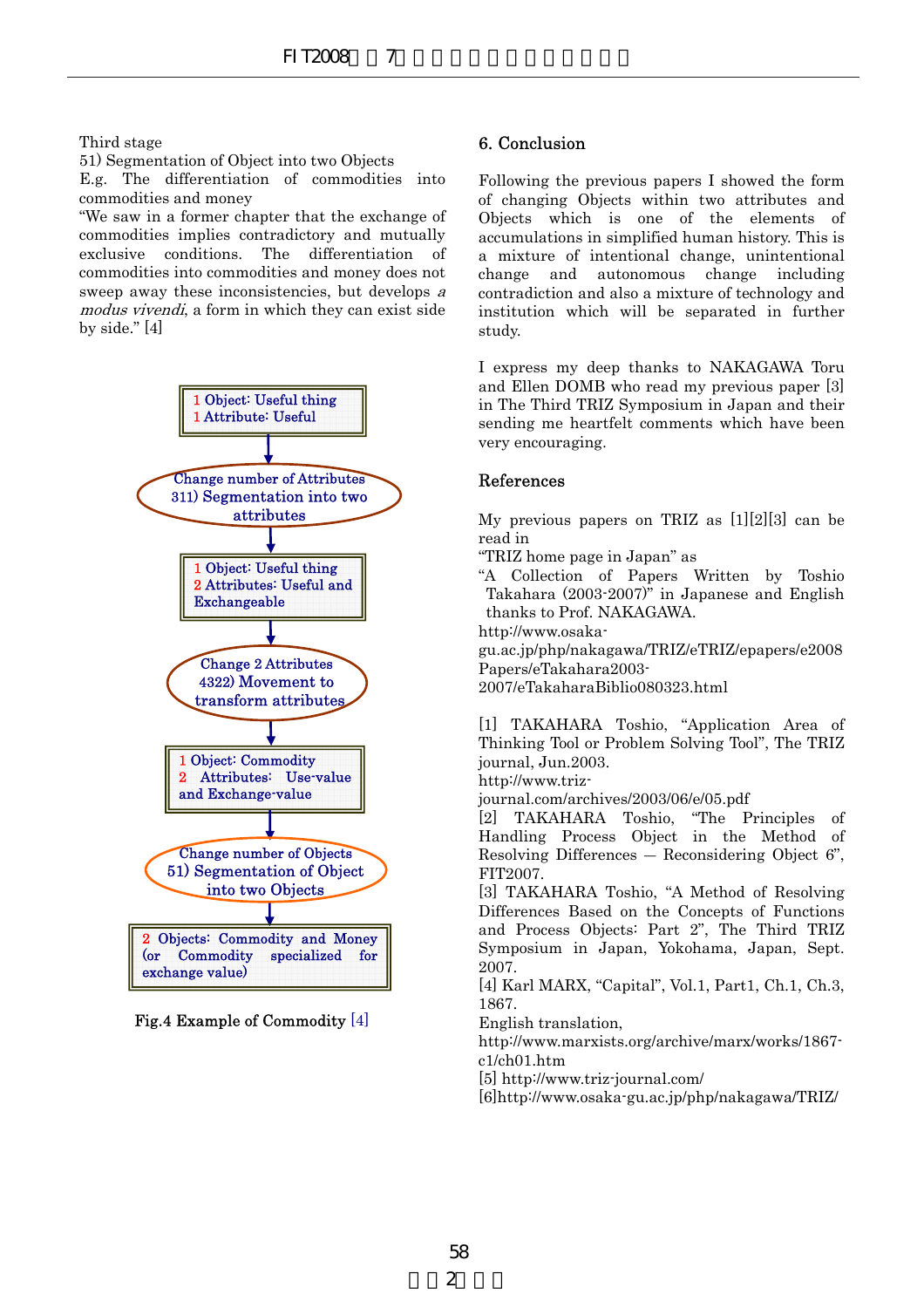Third stage

51) Segmentation of Object into two Objects

E.g. The differentiation of commodities into commodities and money

"We saw in a former chapter that the exchange of commodities implies contradictory and mutually exclusive conditions. The differentiation of commodities into commodities and money does not sweep away these inconsistencies, but develops *a modus vivendi*, a form in which they can exist side by side." [4]

1 Object: Useful thing
1 Attribute: Useful

Change number of Attributes
311) Segmentation into two attributes

1 Object: Useful thing
2 Attributes: Useful and Exchangeable

Change 2 Attributes
4322) Movement to transform attributes

1 Object: Commodity
2 Attributes: Use-value and Exchange-value

Change number of Objects
51) Segmentation of Object into two Objects

2 Objects: Commodity and Money (or Commodity specialized for exchange value)

Fig.4 Example of Commodity [4]

## 6. Conclusion

Following the previous papers I showed the form of changing Objects within two attributes and Objects which is one of the elements of accumulations in simplified human history. This is a mixture of intentional change, unintentional change and autonomous change including contradiction and also a mixture of technology and institution which will be separated in further study.

I express my deep thanks to NAKAGAWA Toru and Ellen DOMB who read my previous paper [3] in The Third TRIZ Symposium in Japan and their sending me heartfelt comments which have been very encouraging.

## References

My previous papers on TRIZ as [1][2][3] can be read in
"TRIZ home page in Japan" as
"A Collection of Papers Written by Toshio Takahara (2003-2007)" in Japanese and English thanks to Prof. NAKAGAWA.
http://www.osaka-gu.ac.jp/php/nakagawa/TRIZ/eTRIZ/epapers/e2008Papers/eTakahara2003-2007/eTakaharaBiblio080323.html

[1] TAKAHARA Toshio, "Application Area of Thinking Tool or Problem Solving Tool", The TRIZ journal, Jun.2003.
http://www.triz-journal.com/archives/2003/06/e/05.pdf

[2] TAKAHARA Toshio, "The Principles of Handling Process Object in the Method of Resolving Differences — Reconsidering Object 6", FIT2007.

[3] TAKAHARA Toshio, "A Method of Resolving Differences Based on the Concepts of Functions and Process Objects: Part 2", The Third TRIZ Symposium in Japan, Yokohama, Japan, Sept. 2007.

[4] Karl MARX, "Capital", Vol.1, Part1, Ch.1, Ch.3, 1867.
English translation,
http://www.marxists.org/archive/marx/works/1867-c1/ch01.htm

[5] http://www.triz-journal.com/

[6]http://www.osaka-gu.ac.jp/php/nakagawa/TRIZ/